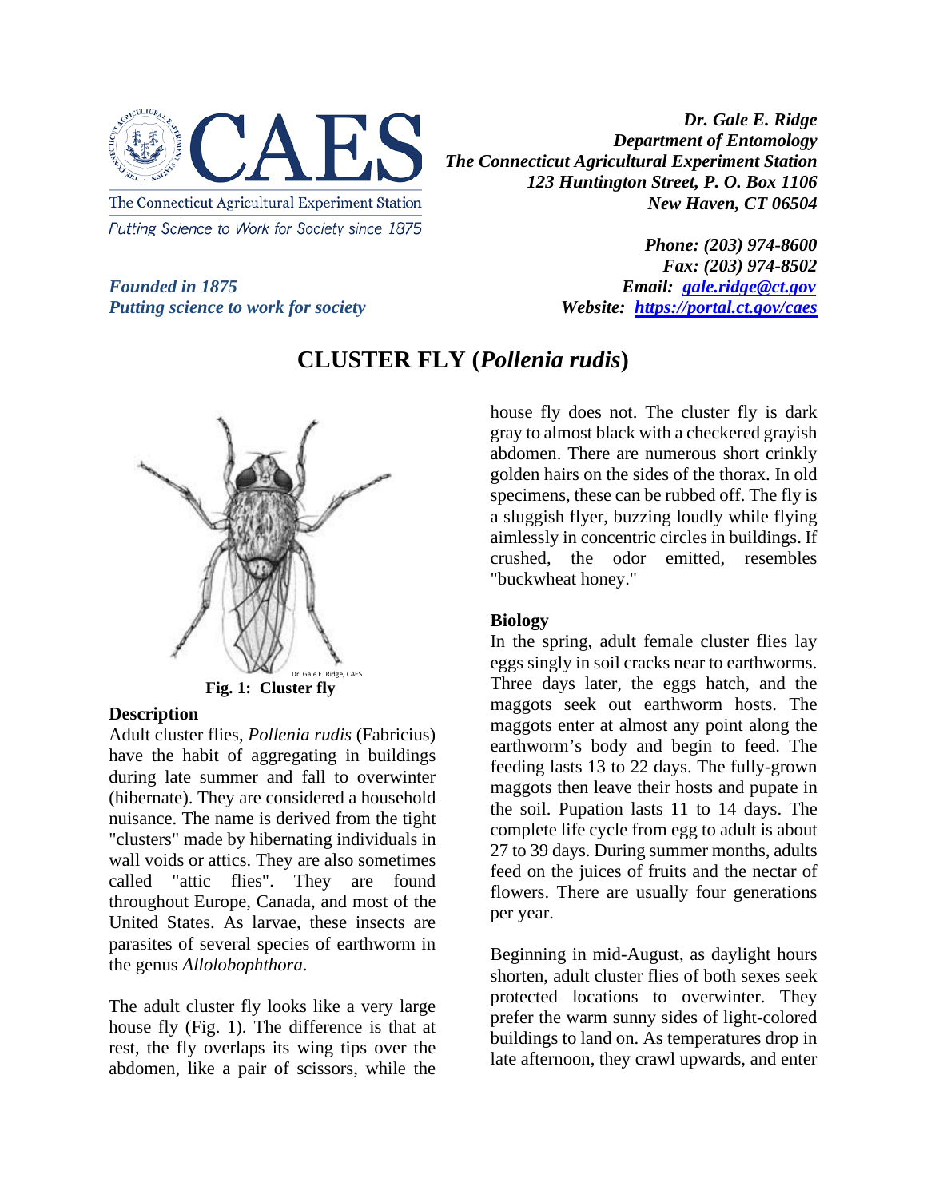CAES

The Connecticut Agricultural Experiment Station

Putting Science to Work for Society since 1875

*Founded in 1875*
*Putting science to work for society*

***Dr. Gale E. Ridge***
***Department of Entomology***
***The Connecticut Agricultural Experiment Station***
***123 Huntington Street, P. O. Box 1106***
***New Haven, CT 06504***

***Phone: (203) 974-8600***
***Fax: (203) 974-8502***
***Email: [gale.ridge@ct.gov](mailto:gale.ridge@ct.gov)***
***Website: [https://portal.ct.gov/caes](https://portal.ct.gov/caes)***

# CLUSTER FLY (*Pollenia rudis*)

Dr. Gale E. Ridge, CAES

**Fig. 1: Cluster fly**

## Description

Adult cluster flies, *Pollenia rudis* (Fabricius) have the habit of aggregating in buildings during late summer and fall to overwinter (hibernate). They are considered a household nuisance. The name is derived from the tight "clusters" made by hibernating individuals in wall voids or attics. They are also sometimes called "attic flies". They are found throughout Europe, Canada, and most of the United States. As larvae, these insects are parasites of several species of earthworm in the genus *Allolobophthora*.

The adult cluster fly looks like a very large house fly (Fig. 1). The difference is that at rest, the fly overlaps its wing tips over the abdomen, like a pair of scissors, while the house fly does not. The cluster fly is dark gray to almost black with a checkered grayish abdomen. There are numerous short crinkly golden hairs on the sides of the thorax. In old specimens, these can be rubbed off. The fly is a sluggish flyer, buzzing loudly while flying aimlessly in concentric circles in buildings. If crushed, the odor emitted, resembles "buckwheat honey."

## Biology

In the spring, adult female cluster flies lay eggs singly in soil cracks near to earthworms. Three days later, the eggs hatch, and the maggots seek out earthworm hosts. The maggots enter at almost any point along the earthworm's body and begin to feed. The feeding lasts 13 to 22 days. The fully-grown maggots then leave their hosts and pupate in the soil. Pupation lasts 11 to 14 days. The complete life cycle from egg to adult is about 27 to 39 days. During summer months, adults feed on the juices of fruits and the nectar of flowers. There are usually four generations per year.

Beginning in mid-August, as daylight hours shorten, adult cluster flies of both sexes seek protected locations to overwinter. They prefer the warm sunny sides of light-colored buildings to land on. As temperatures drop in late afternoon, they crawl upwards, and enter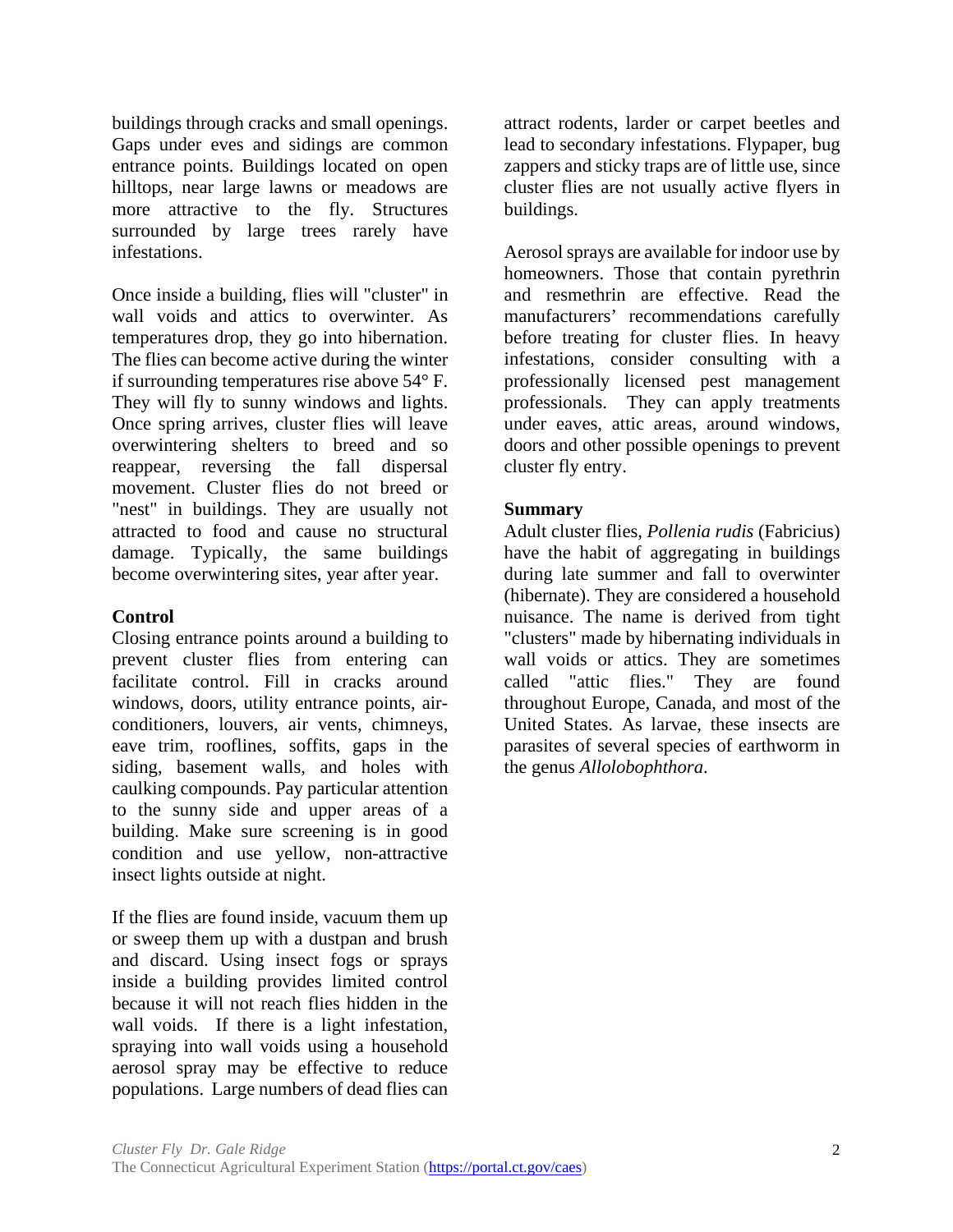buildings through cracks and small openings. Gaps under eves and sidings are common entrance points. Buildings located on open hilltops, near large lawns or meadows are more attractive to the fly. Structures surrounded by large trees rarely have infestations.

Once inside a building, flies will "cluster" in wall voids and attics to overwinter. As temperatures drop, they go into hibernation. The flies can become active during the winter if surrounding temperatures rise above 54° F. They will fly to sunny windows and lights. Once spring arrives, cluster flies will leave overwintering shelters to breed and so reappear, reversing the fall dispersal movement. Cluster flies do not breed or "nest" in buildings. They are usually not attracted to food and cause no structural damage. Typically, the same buildings become overwintering sites, year after year.

**Control**

Closing entrance points around a building to prevent cluster flies from entering can facilitate control. Fill in cracks around windows, doors, utility entrance points, air-conditioners, louvers, air vents, chimneys, eave trim, rooflines, soffits, gaps in the siding, basement walls, and holes with caulking compounds. Pay particular attention to the sunny side and upper areas of a building. Make sure screening is in good condition and use yellow, non-attractive insect lights outside at night.

If the flies are found inside, vacuum them up or sweep them up with a dustpan and brush and discard. Using insect fogs or sprays inside a building provides limited control because it will not reach flies hidden in the wall voids. If there is a light infestation, spraying into wall voids using a household aerosol spray may be effective to reduce populations. Large numbers of dead flies can attract rodents, larder or carpet beetles and lead to secondary infestations. Flypaper, bug zappers and sticky traps are of little use, since cluster flies are not usually active flyers in buildings.

Aerosol sprays are available for indoor use by homeowners. Those that contain pyrethrin and resmethrin are effective. Read the manufacturers' recommendations carefully before treating for cluster flies. In heavy infestations, consider consulting with a professionally licensed pest management professionals. They can apply treatments under eaves, attic areas, around windows, doors and other possible openings to prevent cluster fly entry.

**Summary**

Adult cluster flies, *Pollenia rudis* (Fabricius) have the habit of aggregating in buildings during late summer and fall to overwinter (hibernate). They are considered a household nuisance. The name is derived from tight "clusters" made by hibernating individuals in wall voids or attics. They are sometimes called "attic flies." They are found throughout Europe, Canada, and most of the United States. As larvae, these insects are parasites of several species of earthworm in the genus *Allolobophthora*.